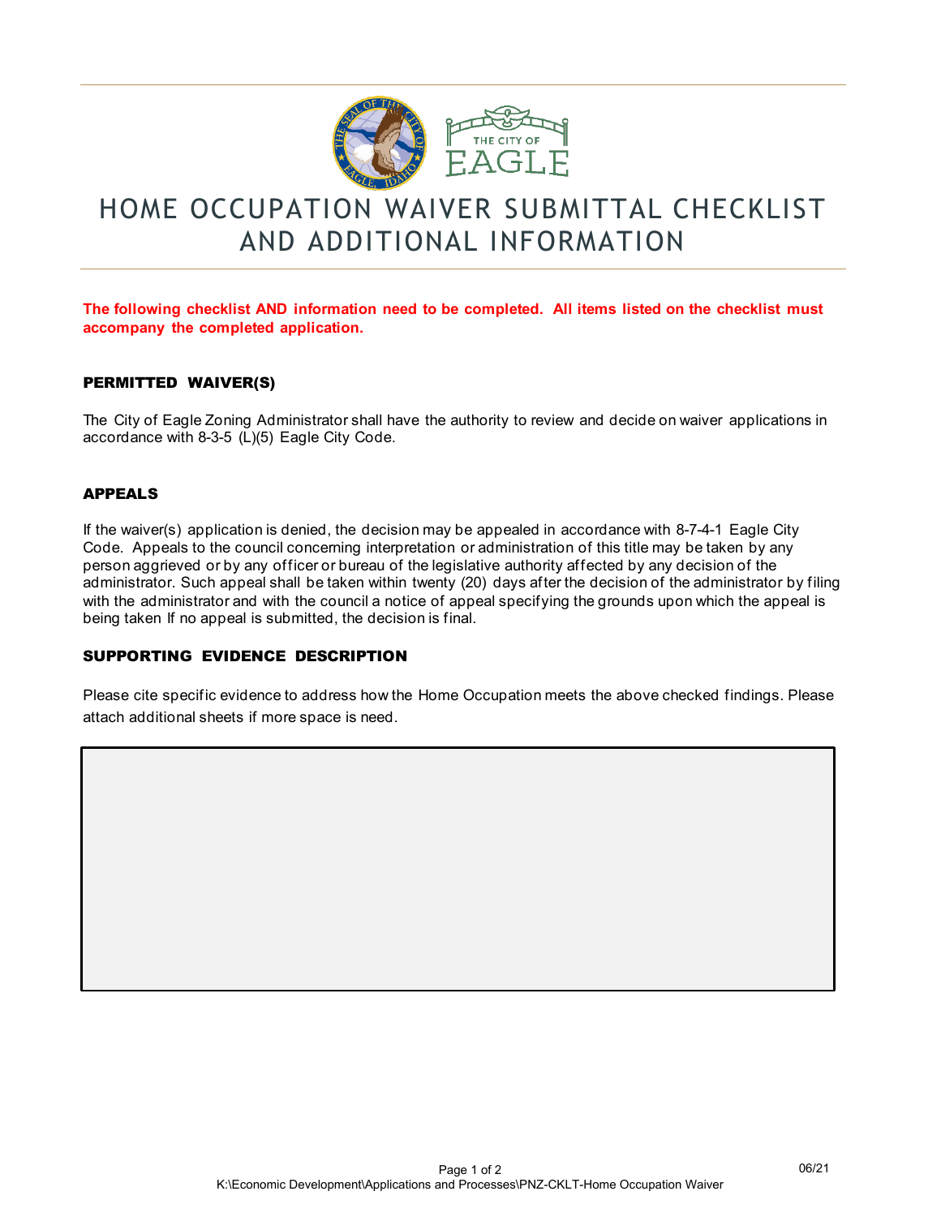# HOME OCCUPATION WAIVER SUBMITTAL CHECKLIST AND ADDITIONAL INFORMATION

**The following checklist AND information need to be completed. All items listed on the checklist must accompany the completed application.**

## PERMITTED WAIVER(S)

The City of Eagle Zoning Administrator shall have the authority to review and decide on waiver applications in accordance with 8-3-5 (L)(5) Eagle City Code.

## APPEALS

If the waiver(s) application is denied, the decision may be appealed in accordance with 8-7-4-1 Eagle City Code. Appeals to the council concerning interpretation or administration of this title may be taken by any person aggrieved or by any officer or bureau of the legislative authority affected by any decision of the administrator. Such appeal shall be taken within twenty (20) days after the decision of the administrator by filing with the administrator and with the council a notice of appeal specifying the grounds upon which the appeal is being taken If no appeal is submitted, the decision is final.

## SUPPORTING EVIDENCE DESCRIPTION

Please cite specific evidence to address how the Home Occupation meets the above checked findings. Please attach additional sheets if more space is need.

06/21

K:\Economic Development\Applications and Processes\PNZ-CKLT-Home Occupation Waiver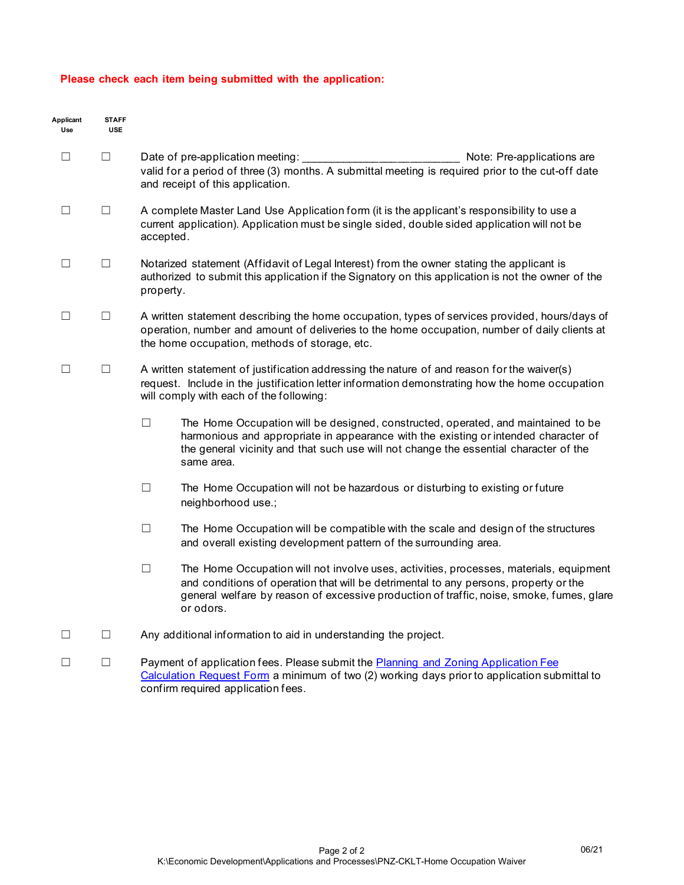**Please check each item being submitted with the application:**

| Applicant Use | STAFF USE | |
|---|---|---|
| ☐ | ☐ | Date of pre-application meeting: _________________________ Note: Pre-applications are valid for a period of three (3) months. A submittal meeting is required prior to the cut-off date and receipt of this application. |
| ☐ | ☐ | A complete Master Land Use Application form (it is the applicant's responsibility to use a current application). Application must be single sided, double sided application will not be accepted. |
| ☐ | ☐ | Notarized statement (Affidavit of Legal Interest) from the owner stating the applicant is authorized to submit this application if the Signatory on this application is not the owner of the property. |
| ☐ | ☐ | A written statement describing the home occupation, types of services provided, hours/days of operation, number and amount of deliveries to the home occupation, number of daily clients at the home occupation, methods of storage, etc. |
| ☐ | ☐ | A written statement of justification addressing the nature of and reason for the waiver(s) request. Include in the justification letter information demonstrating how the home occupation will comply with each of the following: |

- ☐ The Home Occupation will be designed, constructed, operated, and maintained to be harmonious and appropriate in appearance with the existing or intended character of the general vicinity and that such use will not change the essential character of the same area.
- ☐ The Home Occupation will not be hazardous or disturbing to existing or future neighborhood use.;
- ☐ The Home Occupation will be compatible with the scale and design of the structures and overall existing development pattern of the surrounding area.
- ☐ The Home Occupation will not involve uses, activities, processes, materials, equipment and conditions of operation that will be detrimental to any persons, property or the general welfare by reason of excessive production of traffic, noise, smoke, fumes, glare or odors.

| | | |
|---|---|---|
| ☐ | ☐ | Any additional information to aid in understanding the project. |
| ☐ | ☐ | Payment of application fees. Please submit the [Planning and Zoning Application Fee Calculation Request Form]() a minimum of two (2) working days prior to application submittal to confirm required application fees. |

06/21

K:\Economic Development\Applications and Processes\PNZ-CKLT-Home Occupation Waiver